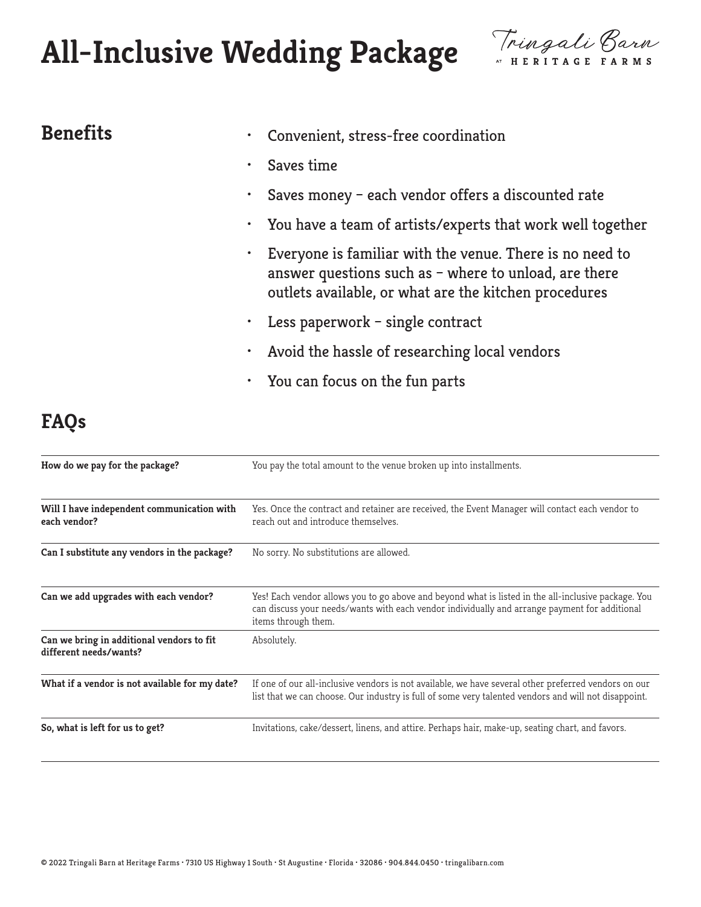# All-Inclusive Wedding Package

Tringali Barn at Heritage Farms

## Benefits

- Convenient, stress-free coordination
- Saves time
- Saves money – each vendor offers a discounted rate
- You have a team of artists/experts that work well together
- Everyone is familiar with the venue. There is no need to answer questions such as – where to unload, are there outlets available, or what are the kitchen procedures
- Less paperwork – single contract
- Avoid the hassle of researching local vendors
- You can focus on the fun parts

## FAQs

| Question | Answer |
| --- | --- |
| **How do we pay for the package?** | You pay the total amount to the venue broken up into installments. |
| **Will I have independent communication with each vendor?** | Yes. Once the contract and retainer are received, the Event Manager will contact each vendor to reach out and introduce themselves. |
| **Can I substitute any vendors in the package?** | No sorry. No substitutions are allowed. |
| **Can we add upgrades with each vendor?** | Yes! Each vendor allows you to go above and beyond what is listed in the all-inclusive package. You can discuss your needs/wants with each vendor individually and arrange payment for additional items through them. |
| **Can we bring in additional vendors to fit different needs/wants?** | Absolutely. |
| **What if a vendor is not available for my date?** | If one of our all-inclusive vendors is not available, we have several other preferred vendors on our list that we can choose. Our industry is full of some very talented vendors and will not disappoint. |
| **So, what is left for us to get?** | Invitations, cake/dessert, linens, and attire. Perhaps hair, make-up, seating chart, and favors. |

© 2022 Tringali Barn at Heritage Farms · 7310 US Highway 1 South · St Augustine · Florida · 32086 · 904.844.0450 · tringalibarn.com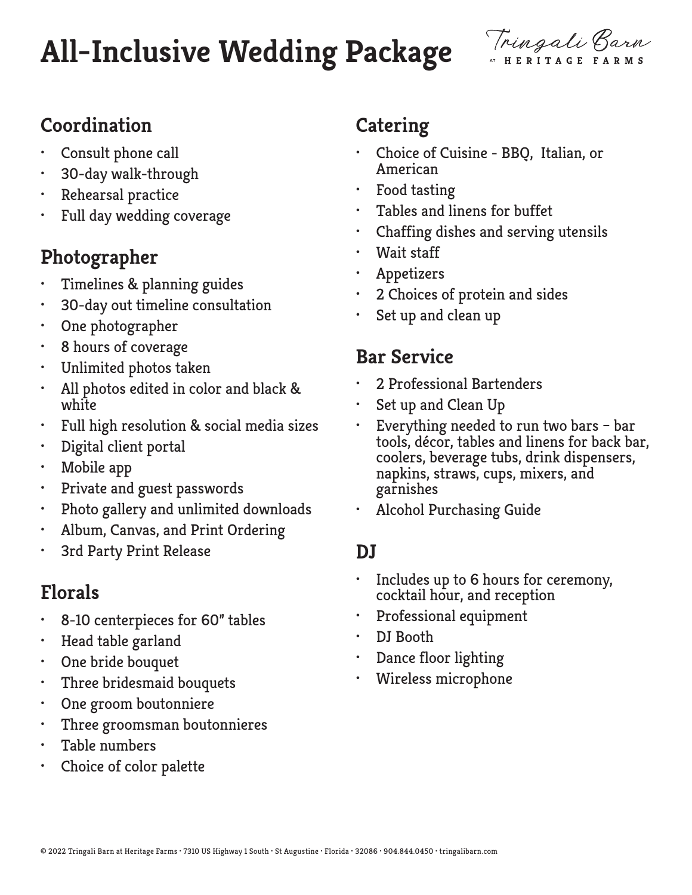# All-Inclusive Wedding Package

Tringali Barn
AT HERITAGE FARMS

## Coordination

- Consult phone call
- 30-day walk-through
- Rehearsal practice
- Full day wedding coverage

## Photographer

- Timelines & planning guides
- 30-day out timeline consultation
- One photographer
- 8 hours of coverage
- Unlimited photos taken
- All photos edited in color and black & white
- Full high resolution & social media sizes
- Digital client portal
- Mobile app
- Private and guest passwords
- Photo gallery and unlimited downloads
- Album, Canvas, and Print Ordering
- 3rd Party Print Release

## Florals

- 8-10 centerpieces for 60" tables
- Head table garland
- One bride bouquet
- Three bridesmaid bouquets
- One groom boutonniere
- Three groomsman boutonnieres
- Table numbers
- Choice of color palette

## Catering

- Choice of Cuisine - BBQ, Italian, or American
- Food tasting
- Tables and linens for buffet
- Chaffing dishes and serving utensils
- Wait staff
- Appetizers
- 2 Choices of protein and sides
- Set up and clean up

## Bar Service

- 2 Professional Bartenders
- Set up and Clean Up
- Everything needed to run two bars – bar tools, décor, tables and linens for back bar, coolers, beverage tubs, drink dispensers, napkins, straws, cups, mixers, and garnishes
- Alcohol Purchasing Guide

## DJ

- Includes up to 6 hours for ceremony, cocktail hour, and reception
- Professional equipment
- DJ Booth
- Dance floor lighting
- Wireless microphone

© 2022 Tringali Barn at Heritage Farms · 7310 US Highway 1 South · St Augustine · Florida · 32086 · 904.844.0450 · tringalibarn.com